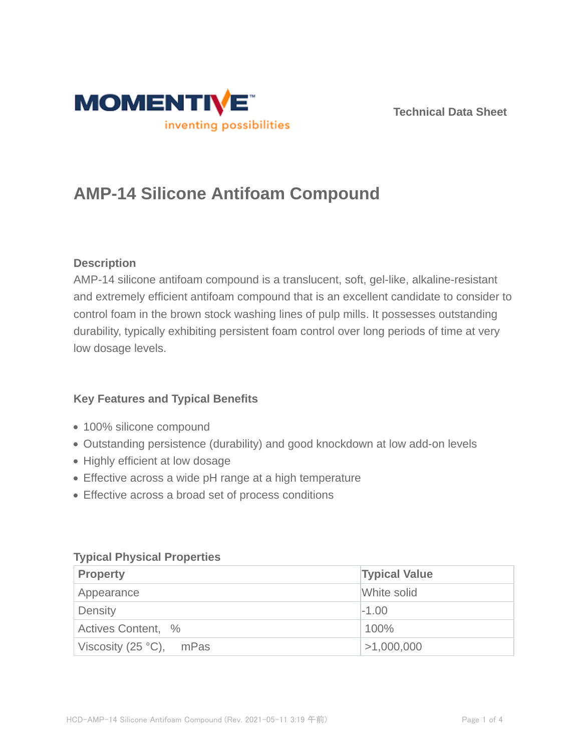MOMENTIVE

inventing possibilities

Technical Data Sheet

# AMP-14 Silicone Antifoam Compound

### Description

AMP-14 silicone antifoam compound is a translucent, soft, gel-like, alkaline-resistant and extremely efficient antifoam compound that is an excellent candidate to consider to control foam in the brown stock washing lines of pulp mills. It possesses outstanding durability, typically exhibiting persistent foam control over long periods of time at very low dosage levels.

### Key Features and Typical Benefits

- 100% silicone compound
- Outstanding persistence (durability) and good knockdown at low add-on levels
- Highly efficient at low dosage
- Effective across a wide pH range at a high temperature
- Effective across a broad set of process conditions

### Typical Physical Properties

| Property | Typical Value |
| --- | --- |
| Appearance | White solid |
| Density | -1.00 |
| Actives Content, % | 100% |
| Viscosity (25 °C), mPas | >1,000,000 |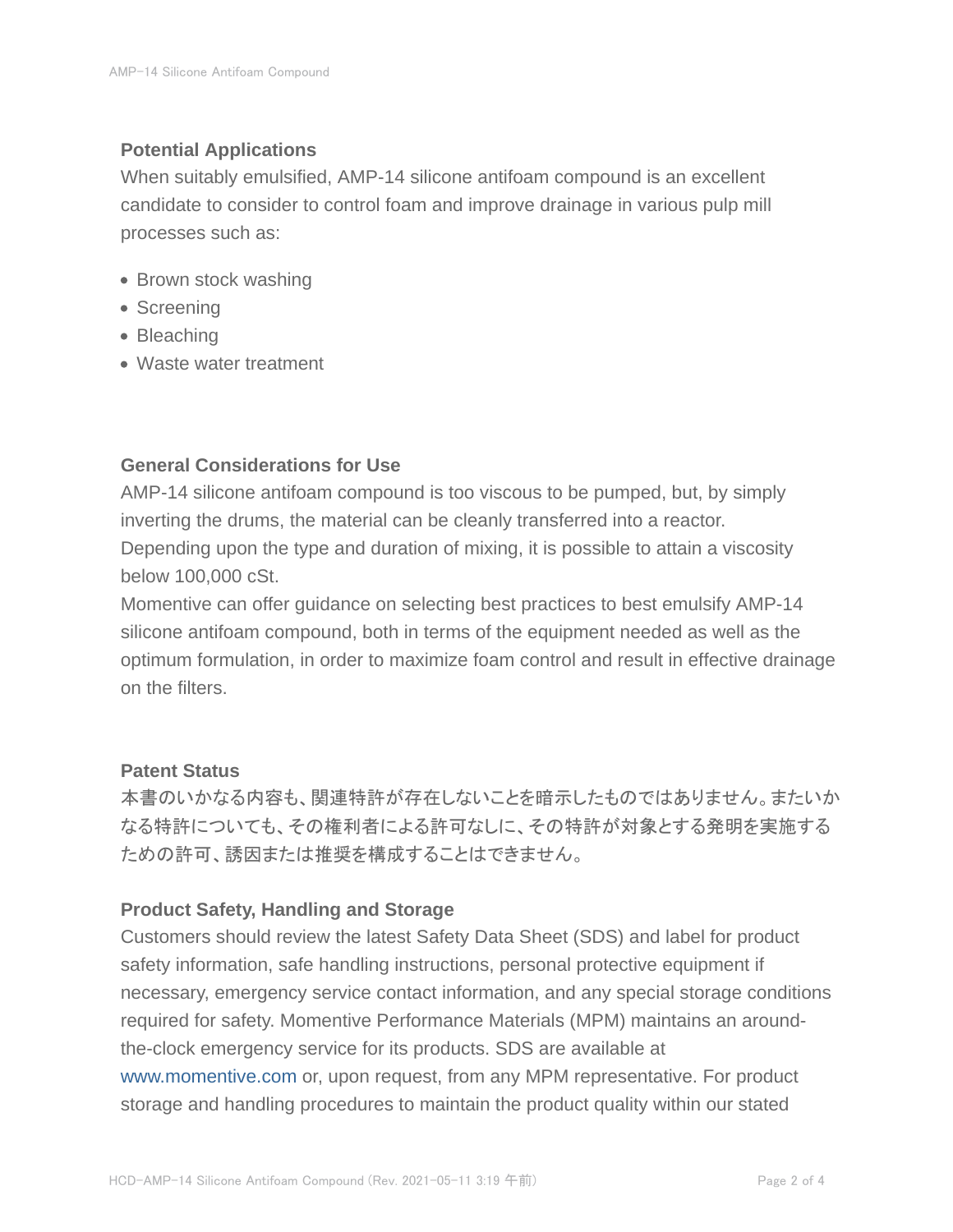## Potential Applications

When suitably emulsified, AMP-14 silicone antifoam compound is an excellent candidate to consider to control foam and improve drainage in various pulp mill processes such as:

- Brown stock washing
- Screening
- Bleaching
- Waste water treatment

## General Considerations for Use

AMP-14 silicone antifoam compound is too viscous to be pumped, but, by simply inverting the drums, the material can be cleanly transferred into a reactor.
Depending upon the type and duration of mixing, it is possible to attain a viscosity below 100,000 cSt.
Momentive can offer guidance on selecting best practices to best emulsify AMP-14 silicone antifoam compound, both in terms of the equipment needed as well as the optimum formulation, in order to maximize foam control and result in effective drainage on the filters.

## Patent Status

本書のいかなる内容も、関連特許が存在しないことを暗示したものではありません。またいかなる特許についても、その権利者による許可なしに、その特許が対象とする発明を実施するための許可、誘因または推奨を構成することはできません。

## Product Safety, Handling and Storage

Customers should review the latest Safety Data Sheet (SDS) and label for product safety information, safe handling instructions, personal protective equipment if necessary, emergency service contact information, and any special storage conditions required for safety. Momentive Performance Materials (MPM) maintains an around-the-clock emergency service for its products. SDS are available at www.momentive.com or, upon request, from any MPM representative. For product storage and handling procedures to maintain the product quality within our stated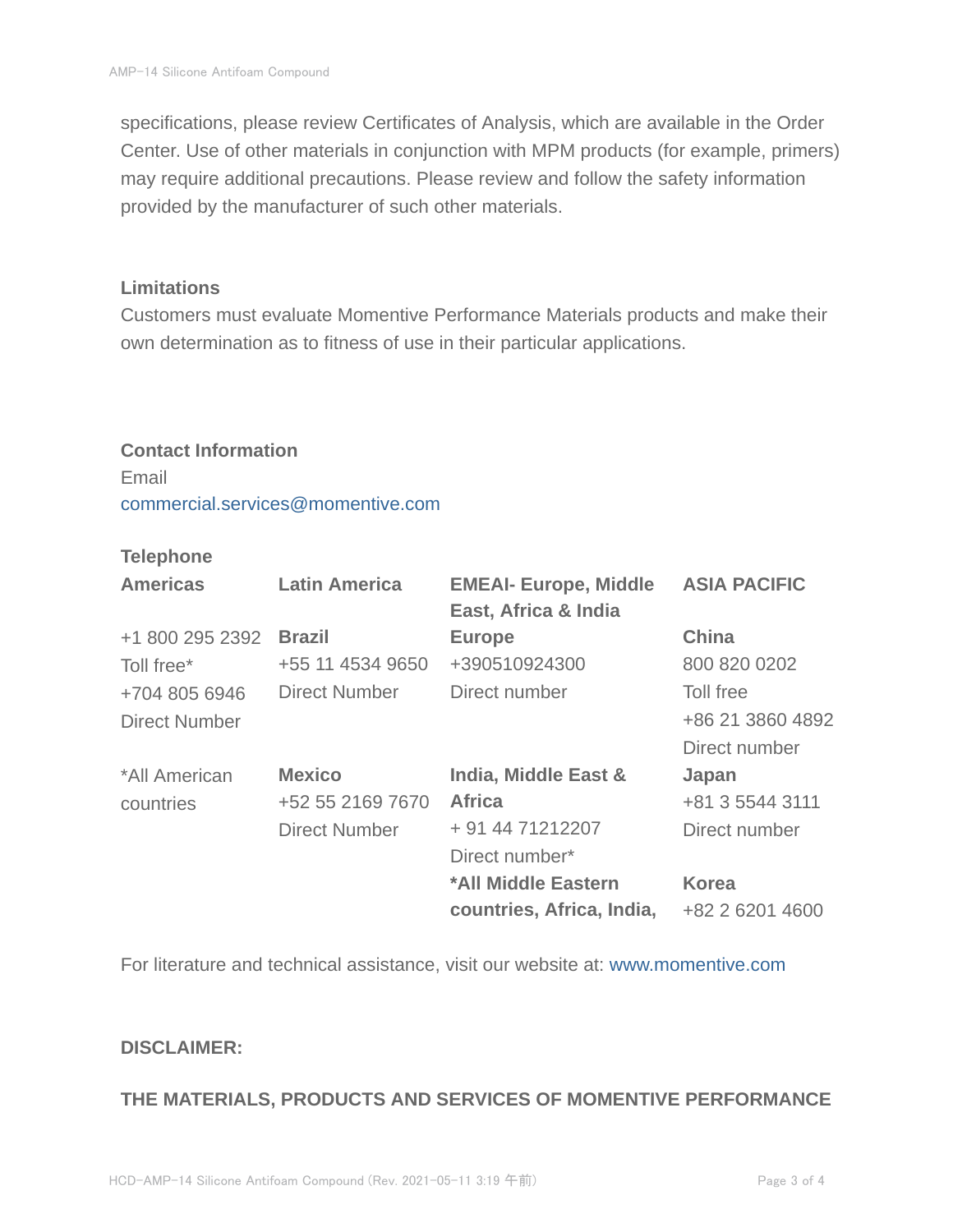specifications, please review Certificates of Analysis, which are available in the Order Center. Use of other materials in conjunction with MPM products (for example, primers) may require additional precautions. Please review and follow the safety information provided by the manufacturer of such other materials.

## Limitations

Customers must evaluate Momentive Performance Materials products and make their own determination as to fitness of use in their particular applications.

## Contact Information

Email
commercial.services@momentive.com

**Telephone**

| Americas | Latin America | EMEAI- Europe, Middle East, Africa & India | ASIA PACIFIC |
|---|---|---|---|
| +1 800 295 2392<br>Toll free*<br>+704 805 6946<br>Direct Number | **Brazil**<br>+55 11 4534 9650<br>Direct Number | **Europe**<br>+390510924300<br>Direct number | **China**<br>800 820 0202<br>Toll free<br>+86 21 3860 4892<br>Direct number |
| *All American countries | **Mexico**<br>+52 55 2169 7670<br>Direct Number | **India, Middle East & Africa**<br>+ 91 44 71212207<br>Direct number* | **Japan**<br>+81 3 5544 3111<br>Direct number |
| | | ***All Middle Eastern countries, Africa, India,** | **Korea**<br>+82 2 6201 4600 |

For literature and technical assistance, visit our website at: www.momentive.com

**DISCLAIMER:**

**THE MATERIALS, PRODUCTS AND SERVICES OF MOMENTIVE PERFORMANCE**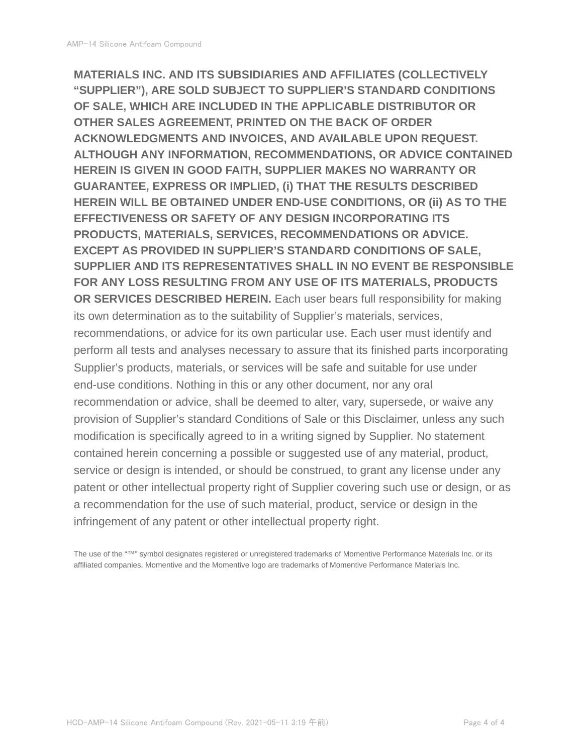**MATERIALS INC. AND ITS SUBSIDIARIES AND AFFILIATES (COLLECTIVELY "SUPPLIER"), ARE SOLD SUBJECT TO SUPPLIER'S STANDARD CONDITIONS OF SALE, WHICH ARE INCLUDED IN THE APPLICABLE DISTRIBUTOR OR OTHER SALES AGREEMENT, PRINTED ON THE BACK OF ORDER ACKNOWLEDGMENTS AND INVOICES, AND AVAILABLE UPON REQUEST. ALTHOUGH ANY INFORMATION, RECOMMENDATIONS, OR ADVICE CONTAINED HEREIN IS GIVEN IN GOOD FAITH, SUPPLIER MAKES NO WARRANTY OR GUARANTEE, EXPRESS OR IMPLIED, (i) THAT THE RESULTS DESCRIBED HEREIN WILL BE OBTAINED UNDER END-USE CONDITIONS, OR (ii) AS TO THE EFFECTIVENESS OR SAFETY OF ANY DESIGN INCORPORATING ITS PRODUCTS, MATERIALS, SERVICES, RECOMMENDATIONS OR ADVICE. EXCEPT AS PROVIDED IN SUPPLIER'S STANDARD CONDITIONS OF SALE, SUPPLIER AND ITS REPRESENTATIVES SHALL IN NO EVENT BE RESPONSIBLE FOR ANY LOSS RESULTING FROM ANY USE OF ITS MATERIALS, PRODUCTS OR SERVICES DESCRIBED HEREIN.** Each user bears full responsibility for making its own determination as to the suitability of Supplier's materials, services, recommendations, or advice for its own particular use. Each user must identify and perform all tests and analyses necessary to assure that its finished parts incorporating Supplier's products, materials, or services will be safe and suitable for use under end-use conditions. Nothing in this or any other document, nor any oral recommendation or advice, shall be deemed to alter, vary, supersede, or waive any provision of Supplier's standard Conditions of Sale or this Disclaimer, unless any such modification is specifically agreed to in a writing signed by Supplier. No statement contained herein concerning a possible or suggested use of any material, product, service or design is intended, or should be construed, to grant any license under any patent or other intellectual property right of Supplier covering such use or design, or as a recommendation for the use of such material, product, service or design in the infringement of any patent or other intellectual property right.

The use of the "™" symbol designates registered or unregistered trademarks of Momentive Performance Materials Inc. or its affiliated companies. Momentive and the Momentive logo are trademarks of Momentive Performance Materials Inc.